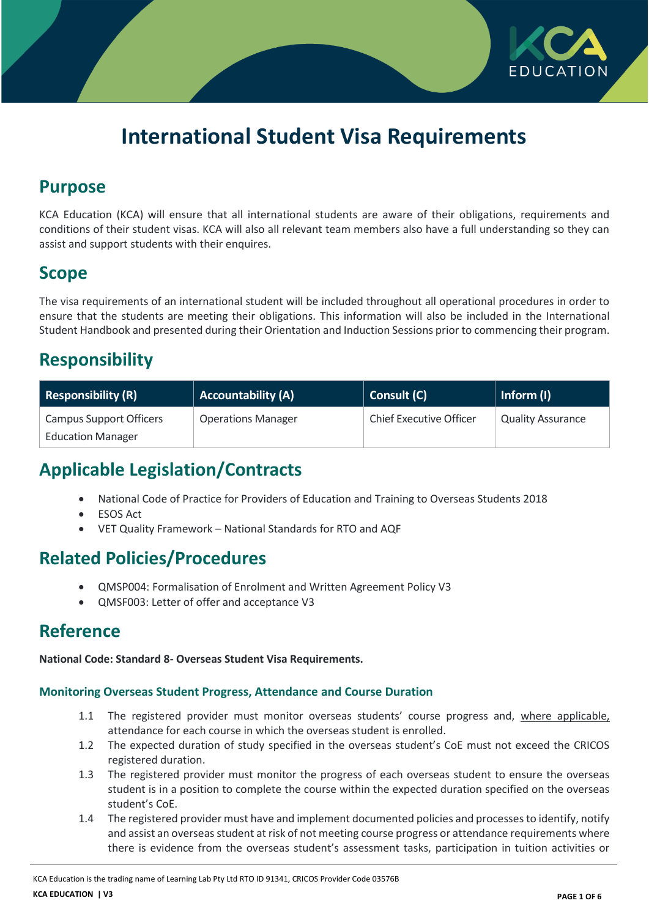# International Student Visa Requirements

## Purpose

KCA Education (KCA) will ensure that all international students are aware of their obligations, requirements and conditions of their student visas. KCA will also all relevant team members also have a full understanding so they can assist and support students with their enquires.

## Scope

The visa requirements of an international student will be included throughout all operational procedures in order to ensure that the students are meeting their obligations. This information will also be included in the International Student Handbook and presented during their Orientation and Induction Sessions prior to commencing their program.

## Responsibility

| Responsibility (R) | Accountability (A) | Consult (C) | Inform (I) |
|---|---|---|---|
| Campus Support Officers<br>Education Manager | Operations Manager | Chief Executive Officer | Quality Assurance |

## Applicable Legislation/Contracts

- National Code of Practice for Providers of Education and Training to Overseas Students 2018
- ESOS Act
- VET Quality Framework – National Standards for RTO and AQF

## Related Policies/Procedures

- QMSP004: Formalisation of Enrolment and Written Agreement Policy V3
- QMSF003: Letter of offer and acceptance V3

## Reference

**National Code: Standard 8- Overseas Student Visa Requirements.**

### Monitoring Overseas Student Progress, Attendance and Course Duration

1.1 The registered provider must monitor overseas students' course progress and, where applicable, attendance for each course in which the overseas student is enrolled.

1.2 The expected duration of study specified in the overseas student's CoE must not exceed the CRICOS registered duration.

1.3 The registered provider must monitor the progress of each overseas student to ensure the overseas student is in a position to complete the course within the expected duration specified on the overseas student's CoE.

1.4 The registered provider must have and implement documented policies and processes to identify, notify and assist an overseas student at risk of not meeting course progress or attendance requirements where there is evidence from the overseas student's assessment tasks, participation in tuition activities or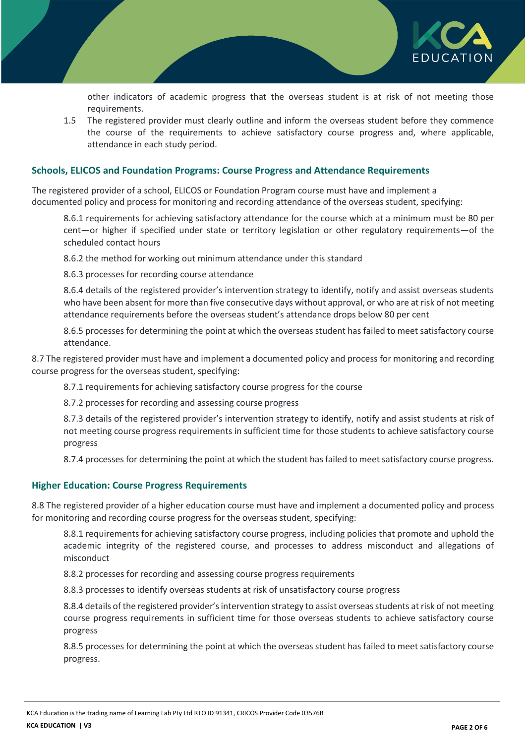other indicators of academic progress that the overseas student is at risk of not meeting those requirements.

1.5 The registered provider must clearly outline and inform the overseas student before they commence the course of the requirements to achieve satisfactory course progress and, where applicable, attendance in each study period.

### Schools, ELICOS and Foundation Programs: Course Progress and Attendance Requirements

The registered provider of a school, ELICOS or Foundation Program course must have and implement a documented policy and process for monitoring and recording attendance of the overseas student, specifying:

8.6.1 requirements for achieving satisfactory attendance for the course which at a minimum must be 80 per cent—or higher if specified under state or territory legislation or other regulatory requirements—of the scheduled contact hours

8.6.2 the method for working out minimum attendance under this standard

8.6.3 processes for recording course attendance

8.6.4 details of the registered provider's intervention strategy to identify, notify and assist overseas students who have been absent for more than five consecutive days without approval, or who are at risk of not meeting attendance requirements before the overseas student's attendance drops below 80 per cent

8.6.5 processes for determining the point at which the overseas student has failed to meet satisfactory course attendance.

8.7 The registered provider must have and implement a documented policy and process for monitoring and recording course progress for the overseas student, specifying:

8.7.1 requirements for achieving satisfactory course progress for the course

8.7.2 processes for recording and assessing course progress

8.7.3 details of the registered provider's intervention strategy to identify, notify and assist students at risk of not meeting course progress requirements in sufficient time for those students to achieve satisfactory course progress

8.7.4 processes for determining the point at which the student has failed to meet satisfactory course progress.

### Higher Education: Course Progress Requirements

8.8 The registered provider of a higher education course must have and implement a documented policy and process for monitoring and recording course progress for the overseas student, specifying:

8.8.1 requirements for achieving satisfactory course progress, including policies that promote and uphold the academic integrity of the registered course, and processes to address misconduct and allegations of misconduct

8.8.2 processes for recording and assessing course progress requirements

8.8.3 processes to identify overseas students at risk of unsatisfactory course progress

8.8.4 details of the registered provider's intervention strategy to assist overseas students at risk of not meeting course progress requirements in sufficient time for those overseas students to achieve satisfactory course progress

8.8.5 processes for determining the point at which the overseas student has failed to meet satisfactory course progress.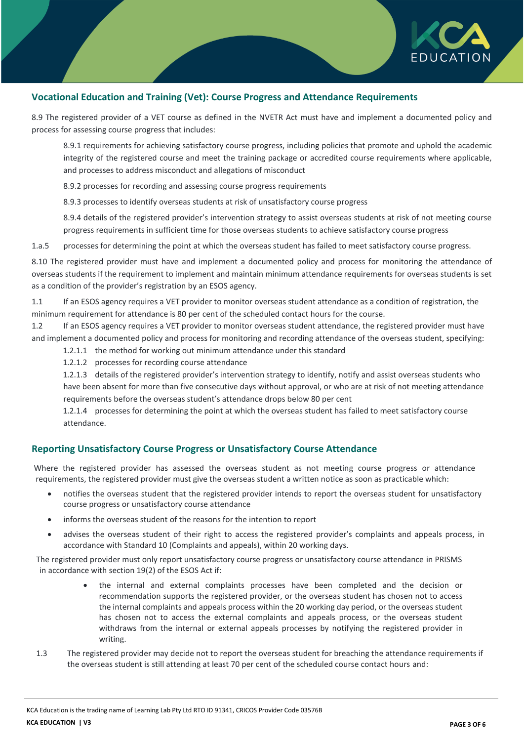## Vocational Education and Training (Vet): Course Progress and Attendance Requirements

8.9 The registered provider of a VET course as defined in the NVETR Act must have and implement a documented policy and process for assessing course progress that includes:

8.9.1 requirements for achieving satisfactory course progress, including policies that promote and uphold the academic integrity of the registered course and meet the training package or accredited course requirements where applicable, and processes to address misconduct and allegations of misconduct

8.9.2 processes for recording and assessing course progress requirements

8.9.3 processes to identify overseas students at risk of unsatisfactory course progress

8.9.4 details of the registered provider's intervention strategy to assist overseas students at risk of not meeting course progress requirements in sufficient time for those overseas students to achieve satisfactory course progress

1.a.5 processes for determining the point at which the overseas student has failed to meet satisfactory course progress.

8.10 The registered provider must have and implement a documented policy and process for monitoring the attendance of overseas students if the requirement to implement and maintain minimum attendance requirements for overseas students is set as a condition of the provider's registration by an ESOS agency.

1.1 If an ESOS agency requires a VET provider to monitor overseas student attendance as a condition of registration, the minimum requirement for attendance is 80 per cent of the scheduled contact hours for the course.

1.2 If an ESOS agency requires a VET provider to monitor overseas student attendance, the registered provider must have and implement a documented policy and process for monitoring and recording attendance of the overseas student, specifying:

1.2.1.1 the method for working out minimum attendance under this standard

1.2.1.2 processes for recording course attendance

1.2.1.3 details of the registered provider's intervention strategy to identify, notify and assist overseas students who have been absent for more than five consecutive days without approval, or who are at risk of not meeting attendance requirements before the overseas student's attendance drops below 80 per cent

1.2.1.4 processes for determining the point at which the overseas student has failed to meet satisfactory course attendance.

## Reporting Unsatisfactory Course Progress or Unsatisfactory Course Attendance

Where the registered provider has assessed the overseas student as not meeting course progress or attendance requirements, the registered provider must give the overseas student a written notice as soon as practicable which:

- notifies the overseas student that the registered provider intends to report the overseas student for unsatisfactory course progress or unsatisfactory course attendance
- informs the overseas student of the reasons for the intention to report
- advises the overseas student of their right to access the registered provider's complaints and appeals process, in accordance with Standard 10 (Complaints and appeals), within 20 working days.

The registered provider must only report unsatisfactory course progress or unsatisfactory course attendance in PRISMS in accordance with section 19(2) of the ESOS Act if:

- the internal and external complaints processes have been completed and the decision or recommendation supports the registered provider, or the overseas student has chosen not to access the internal complaints and appeals process within the 20 working day period, or the overseas student has chosen not to access the external complaints and appeals process, or the overseas student withdraws from the internal or external appeals processes by notifying the registered provider in writing.

1.3 The registered provider may decide not to report the overseas student for breaching the attendance requirements if the overseas student is still attending at least 70 per cent of the scheduled course contact hours and: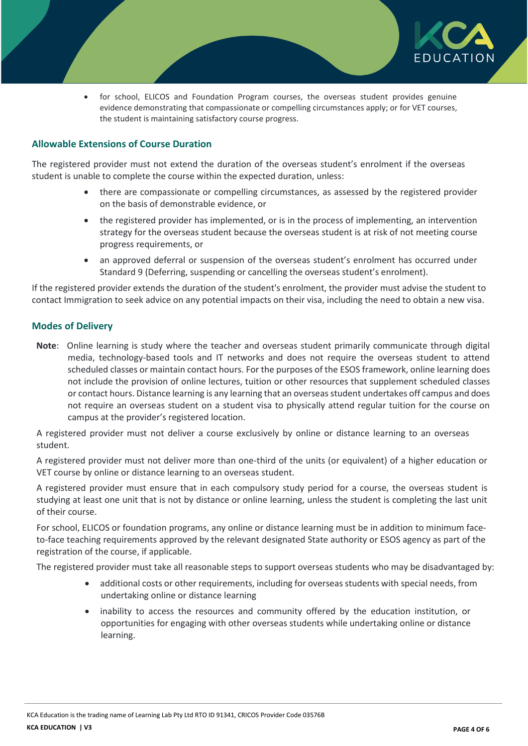- for school, ELICOS and Foundation Program courses, the overseas student provides genuine evidence demonstrating that compassionate or compelling circumstances apply; or for VET courses, the student is maintaining satisfactory course progress.

### Allowable Extensions of Course Duration

The registered provider must not extend the duration of the overseas student's enrolment if the overseas student is unable to complete the course within the expected duration, unless:

- there are compassionate or compelling circumstances, as assessed by the registered provider on the basis of demonstrable evidence, or
- the registered provider has implemented, or is in the process of implementing, an intervention strategy for the overseas student because the overseas student is at risk of not meeting course progress requirements, or
- an approved deferral or suspension of the overseas student's enrolment has occurred under Standard 9 (Deferring, suspending or cancelling the overseas student's enrolment).

If the registered provider extends the duration of the student's enrolment, the provider must advise the student to contact Immigration to seek advice on any potential impacts on their visa, including the need to obtain a new visa.

### Modes of Delivery

**Note**: Online learning is study where the teacher and overseas student primarily communicate through digital media, technology-based tools and IT networks and does not require the overseas student to attend scheduled classes or maintain contact hours. For the purposes of the ESOS framework, online learning does not include the provision of online lectures, tuition or other resources that supplement scheduled classes or contact hours. Distance learning is any learning that an overseas student undertakes off campus and does not require an overseas student on a student visa to physically attend regular tuition for the course on campus at the provider's registered location.

A registered provider must not deliver a course exclusively by online or distance learning to an overseas student.

A registered provider must not deliver more than one-third of the units (or equivalent) of a higher education or VET course by online or distance learning to an overseas student.

A registered provider must ensure that in each compulsory study period for a course, the overseas student is studying at least one unit that is not by distance or online learning, unless the student is completing the last unit of their course.

For school, ELICOS or foundation programs, any online or distance learning must be in addition to minimum face-to-face teaching requirements approved by the relevant designated State authority or ESOS agency as part of the registration of the course, if applicable.

The registered provider must take all reasonable steps to support overseas students who may be disadvantaged by:

- additional costs or other requirements, including for overseas students with special needs, from undertaking online or distance learning
- inability to access the resources and community offered by the education institution, or opportunities for engaging with other overseas students while undertaking online or distance learning.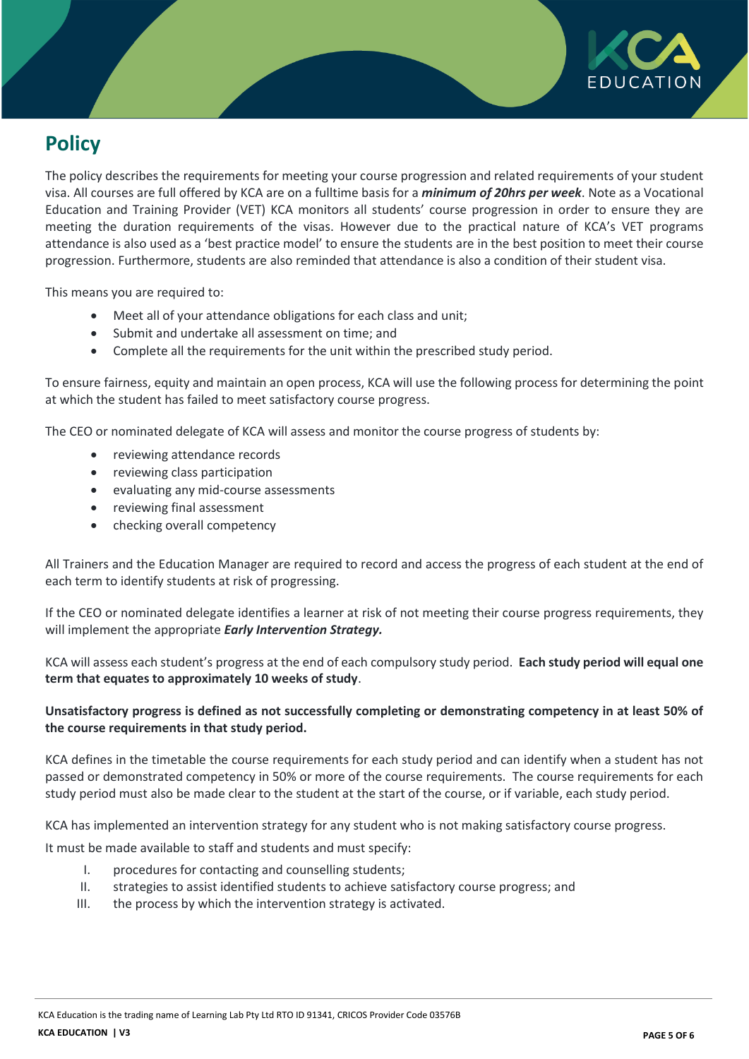## Policy

The policy describes the requirements for meeting your course progression and related requirements of your student visa. All courses are full offered by KCA are on a fulltime basis for a ***minimum of 20hrs per week***. Note as a Vocational Education and Training Provider (VET) KCA monitors all students' course progression in order to ensure they are meeting the duration requirements of the visas. However due to the practical nature of KCA's VET programs attendance is also used as a 'best practice model' to ensure the students are in the best position to meet their course progression. Furthermore, students are also reminded that attendance is also a condition of their student visa.

This means you are required to:

- Meet all of your attendance obligations for each class and unit;
- Submit and undertake all assessment on time; and
- Complete all the requirements for the unit within the prescribed study period.

To ensure fairness, equity and maintain an open process, KCA will use the following process for determining the point at which the student has failed to meet satisfactory course progress.

The CEO or nominated delegate of KCA will assess and monitor the course progress of students by:

- reviewing attendance records
- reviewing class participation
- evaluating any mid-course assessments
- reviewing final assessment
- checking overall competency

All Trainers and the Education Manager are required to record and access the progress of each student at the end of each term to identify students at risk of progressing.

If the CEO or nominated delegate identifies a learner at risk of not meeting their course progress requirements, they will implement the appropriate ***Early Intervention Strategy.***

KCA will assess each student's progress at the end of each compulsory study period. **Each study period will equal one term that equates to approximately 10 weeks of study**.

**Unsatisfactory progress is defined as not successfully completing or demonstrating competency in at least 50% of the course requirements in that study period.**

KCA defines in the timetable the course requirements for each study period and can identify when a student has not passed or demonstrated competency in 50% or more of the course requirements. The course requirements for each study period must also be made clear to the student at the start of the course, or if variable, each study period.

KCA has implemented an intervention strategy for any student who is not making satisfactory course progress.

It must be made available to staff and students and must specify:

I. procedures for contacting and counselling students;
II. strategies to assist identified students to achieve satisfactory course progress; and
III. the process by which the intervention strategy is activated.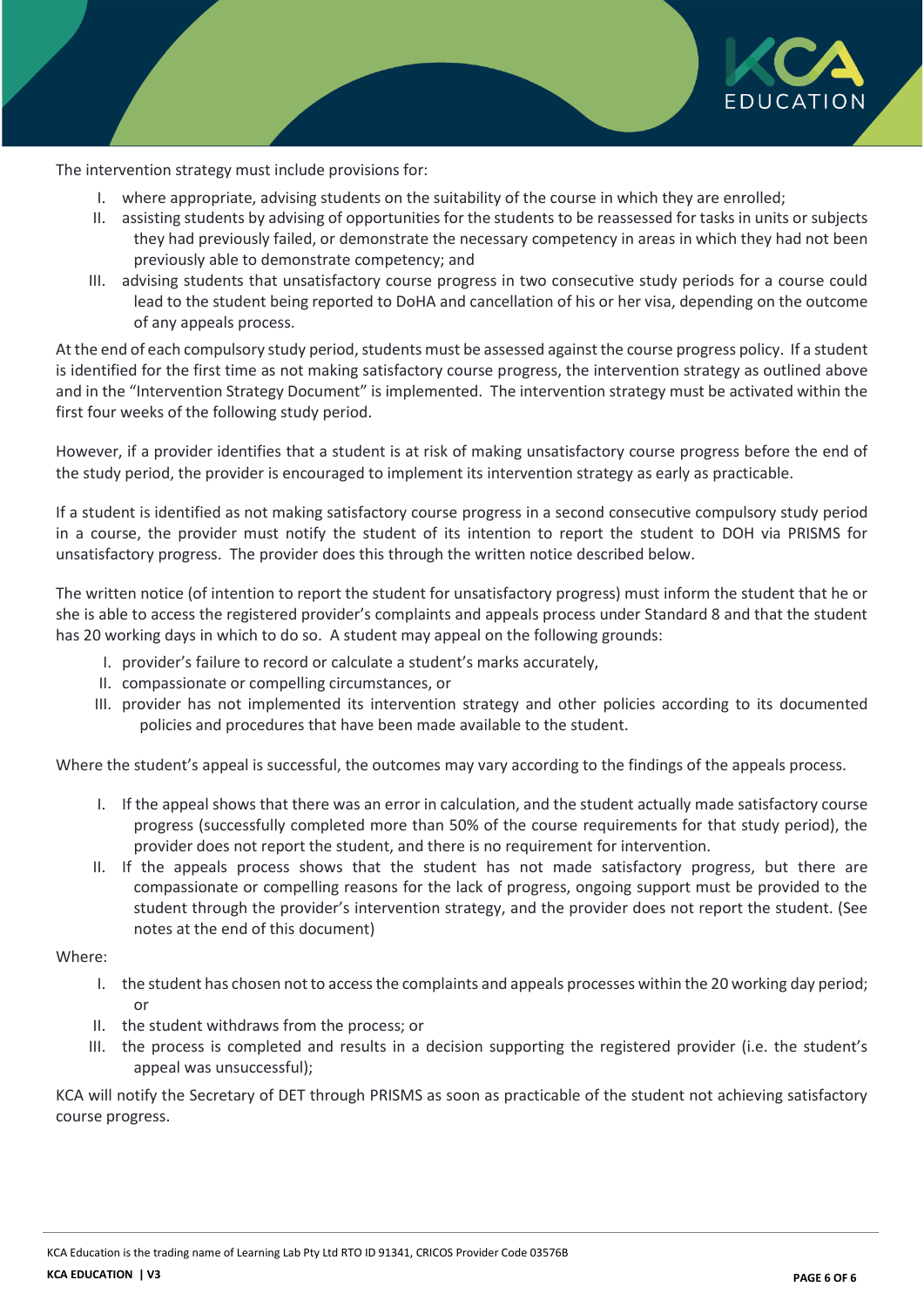The intervention strategy must include provisions for:

I. where appropriate, advising students on the suitability of the course in which they are enrolled;
II. assisting students by advising of opportunities for the students to be reassessed for tasks in units or subjects they had previously failed, or demonstrate the necessary competency in areas in which they had not been previously able to demonstrate competency; and
III. advising students that unsatisfactory course progress in two consecutive study periods for a course could lead to the student being reported to DoHA and cancellation of his or her visa, depending on the outcome of any appeals process.

At the end of each compulsory study period, students must be assessed against the course progress policy. If a student is identified for the first time as not making satisfactory course progress, the intervention strategy as outlined above and in the "Intervention Strategy Document" is implemented. The intervention strategy must be activated within the first four weeks of the following study period.

However, if a provider identifies that a student is at risk of making unsatisfactory course progress before the end of the study period, the provider is encouraged to implement its intervention strategy as early as practicable.

If a student is identified as not making satisfactory course progress in a second consecutive compulsory study period in a course, the provider must notify the student of its intention to report the student to DOH via PRISMS for unsatisfactory progress. The provider does this through the written notice described below.

The written notice (of intention to report the student for unsatisfactory progress) must inform the student that he or she is able to access the registered provider's complaints and appeals process under Standard 8 and that the student has 20 working days in which to do so. A student may appeal on the following grounds:

I. provider's failure to record or calculate a student's marks accurately,
II. compassionate or compelling circumstances, or
III. provider has not implemented its intervention strategy and other policies according to its documented policies and procedures that have been made available to the student.

Where the student's appeal is successful, the outcomes may vary according to the findings of the appeals process.

I. If the appeal shows that there was an error in calculation, and the student actually made satisfactory course progress (successfully completed more than 50% of the course requirements for that study period), the provider does not report the student, and there is no requirement for intervention.
II. If the appeals process shows that the student has not made satisfactory progress, but there are compassionate or compelling reasons for the lack of progress, ongoing support must be provided to the student through the provider's intervention strategy, and the provider does not report the student. (See notes at the end of this document)

Where:

I. the student has chosen not to access the complaints and appeals processes within the 20 working day period; or
II. the student withdraws from the process; or
III. the process is completed and results in a decision supporting the registered provider (i.e. the student's appeal was unsuccessful);

KCA will notify the Secretary of DET through PRISMS as soon as practicable of the student not achieving satisfactory course progress.